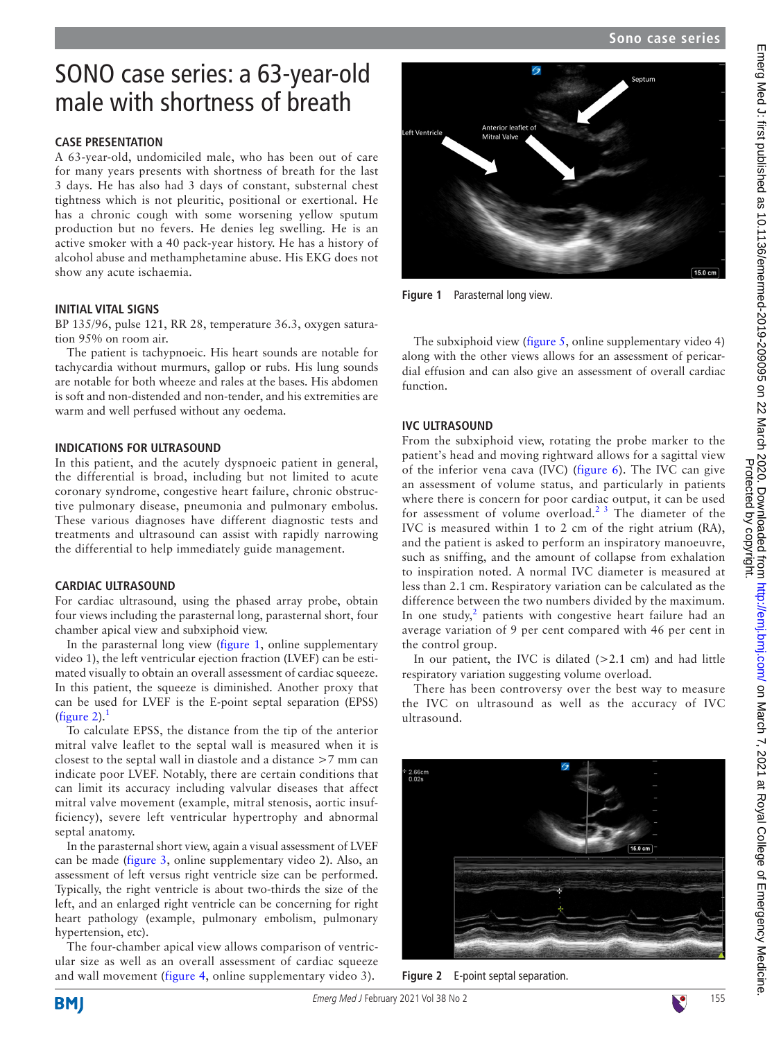# SONO case series: a 63-year-old male with shortness of breath

## CASE PRESENTATION

A 63-year-old, undomiciled male, who has been out of care for many years presents with shortness of breath for the last 3 days. He has also had 3 days of constant, substernal chest tightness which is not pleuritic, positional or exertional. He has a chronic cough with some worsening yellow sputum production but no fevers. He denies leg swelling. He is an active smoker with a 40 pack-year history. He has a history of alcohol abuse and methamphetamine abuse. His EKG does not show any acute ischaemia.

## INITIAL VITAL SIGNS

BP 135/96, pulse 121, RR 28, temperature 36.3, oxygen saturation 95% on room air.

The patient is tachypnoeic. His heart sounds are notable for tachycardia without murmurs, gallop or rubs. His lung sounds are notable for both wheeze and rales at the bases. His abdomen is soft and non-distended and non-tender, and his extremities are warm and well perfused without any oedema.

## INDICATIONS FOR ULTRASOUND

In this patient, and the acutely dyspnoeic patient in general, the differential is broad, including but not limited to acute coronary syndrome, congestive heart failure, chronic obstructive pulmonary disease, pneumonia and pulmonary embolus. These various diagnoses have different diagnostic tests and treatments and ultrasound can assist with rapidly narrowing the differential to help immediately guide management.

## CARDIAC ULTRASOUND

For cardiac ultrasound, using the phased array probe, obtain four views including the parasternal long, parasternal short, four chamber apical view and subxiphoid view.

In the parasternal long view (figure 1, online supplementary video 1), the left ventricular ejection fraction (LVEF) can be estimated visually to obtain an overall assessment of cardiac squeeze. In this patient, the squeeze is diminished. Another proxy that can be used for LVEF is the E-point septal separation (EPSS) (figure 2).[1]

To calculate EPSS, the distance from the tip of the anterior mitral valve leaflet to the septal wall is measured when it is closest to the septal wall in diastole and a distance >7 mm can indicate poor LVEF. Notably, there are certain conditions that can limit its accuracy including valvular diseases that affect mitral valve movement (example, mitral stenosis, aortic insufficiency), severe left ventricular hypertrophy and abnormal septal anatomy.

In the parasternal short view, again a visual assessment of LVEF can be made (figure 3, online supplementary video 2). Also, an assessment of left versus right ventricle size can be performed. Typically, the right ventricle is about two-thirds the size of the left, and an enlarged right ventricle can be concerning for right heart pathology (example, pulmonary embolism, pulmonary hypertension, etc).

The four-chamber apical view allows comparison of ventricular size as well as an overall assessment of cardiac squeeze and wall movement (figure 4, online supplementary video 3).

Figure 1 Parasternal long view.

The subxiphoid view (figure 5, online supplementary video 4) along with the other views allows for an assessment of pericardial effusion and can also give an assessment of overall cardiac function.

## IVC ULTRASOUND

From the subxiphoid view, rotating the probe marker to the patient's head and moving rightward allows for a sagittal view of the inferior vena cava (IVC) (figure 6). The IVC can give an assessment of volume status, and particularly in patients where there is concern for poor cardiac output, it can be used for assessment of volume overload.[2,3] The diameter of the IVC is measured within 1 to 2 cm of the right atrium (RA), and the patient is asked to perform an inspiratory manoeuvre, such as sniffing, and the amount of collapse from exhalation to inspiration noted. A normal IVC diameter is measured at less than 2.1 cm. Respiratory variation can be calculated as the difference between the two numbers divided by the maximum. In one study,[2] patients with congestive heart failure had an average variation of 9 per cent compared with 46 per cent in the control group.

In our patient, the IVC is dilated (>2.1 cm) and had little respiratory variation suggesting volume overload.

There has been controversy over the best way to measure the IVC on ultrasound as well as the accuracy of IVC ultrasound.

Figure 2 E-point septal separation.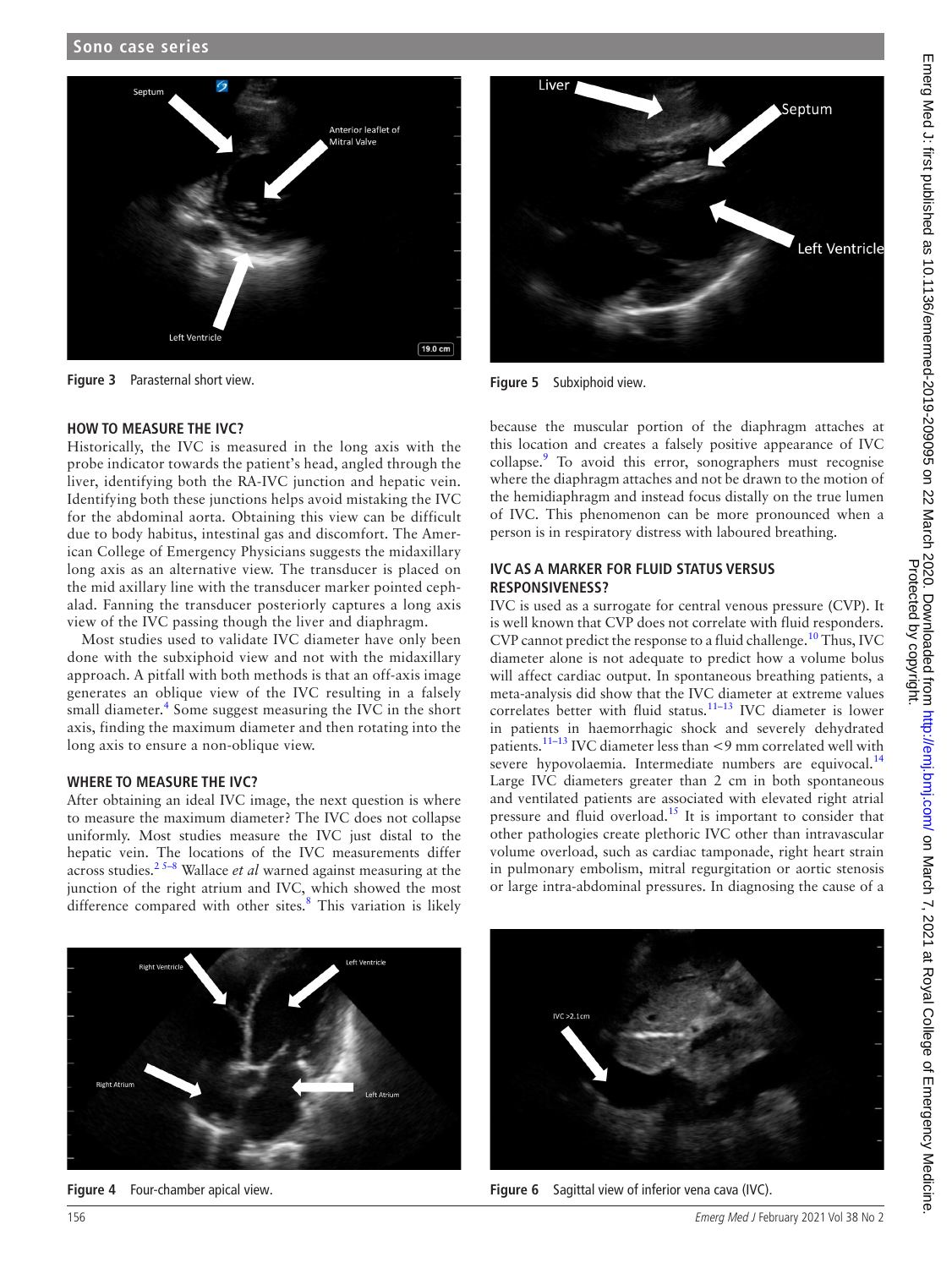Figure 3 Parasternal short view.

Figure 5 Subxiphoid view.

## HOW TO MEASURE THE IVC?

Historically, the IVC is measured in the long axis with the probe indicator towards the patient's head, angled through the liver, identifying both the RA-IVC junction and hepatic vein. Identifying both these junctions helps avoid mistaking the IVC for the abdominal aorta. Obtaining this view can be difficult due to body habitus, intestinal gas and discomfort. The American College of Emergency Physicians suggests the midaxillary long axis as an alternative view. The transducer is placed on the mid axillary line with the transducer marker pointed cephalad. Fanning the transducer posteriorly captures a long axis view of the IVC passing though the liver and diaphragm.

Most studies used to validate IVC diameter have only been done with the subxiphoid view and not with the midaxillary approach. A pitfall with both methods is that an off-axis image generates an oblique view of the IVC resulting in a falsely small diameter.[4] Some suggest measuring the IVC in the short axis, finding the maximum diameter and then rotating into the long axis to ensure a non-oblique view.

## WHERE TO MEASURE THE IVC?

After obtaining an ideal IVC image, the next question is where to measure the maximum diameter? The IVC does not collapse uniformly. Most studies measure the IVC just distal to the hepatic vein. The locations of the IVC measurements differ across studies.[2 5–8] Wallace *et al* warned against measuring at the junction of the right atrium and IVC, which showed the most difference compared with other sites.[8] This variation is likely because the muscular portion of the diaphragm attaches at this location and creates a falsely positive appearance of IVC collapse.[9] To avoid this error, sonographers must recognise where the diaphragm attaches and not be drawn to the motion of the hemidiaphragm and instead focus distally on the true lumen of IVC. This phenomenon can be more pronounced when a person is in respiratory distress with laboured breathing.

## IVC AS A MARKER FOR FLUID STATUS VERSUS RESPONSIVENESS?

IVC is used as a surrogate for central venous pressure (CVP). It is well known that CVP does not correlate with fluid responders. CVP cannot predict the response to a fluid challenge.[10] Thus, IVC diameter alone is not adequate to predict how a volume bolus will affect cardiac output. In spontaneous breathing patients, a meta-analysis did show that the IVC diameter at extreme values correlates better with fluid status.[11–13] IVC diameter is lower in patients in haemorrhagic shock and severely dehydrated patients.[11–13] IVC diameter less than <9 mm correlated well with severe hypovolaemia. Intermediate numbers are equivocal.[14] Large IVC diameters greater than 2 cm in both spontaneous and ventilated patients are associated with elevated right atrial pressure and fluid overload.[15] It is important to consider that other pathologies create plethoric IVC other than intravascular volume overload, such as cardiac tamponade, right heart strain in pulmonary embolism, mitral regurgitation or aortic stenosis or large intra-abdominal pressures. In diagnosing the cause of a

Figure 4 Four-chamber apical view.

Figure 6 Sagittal view of inferior vena cava (IVC).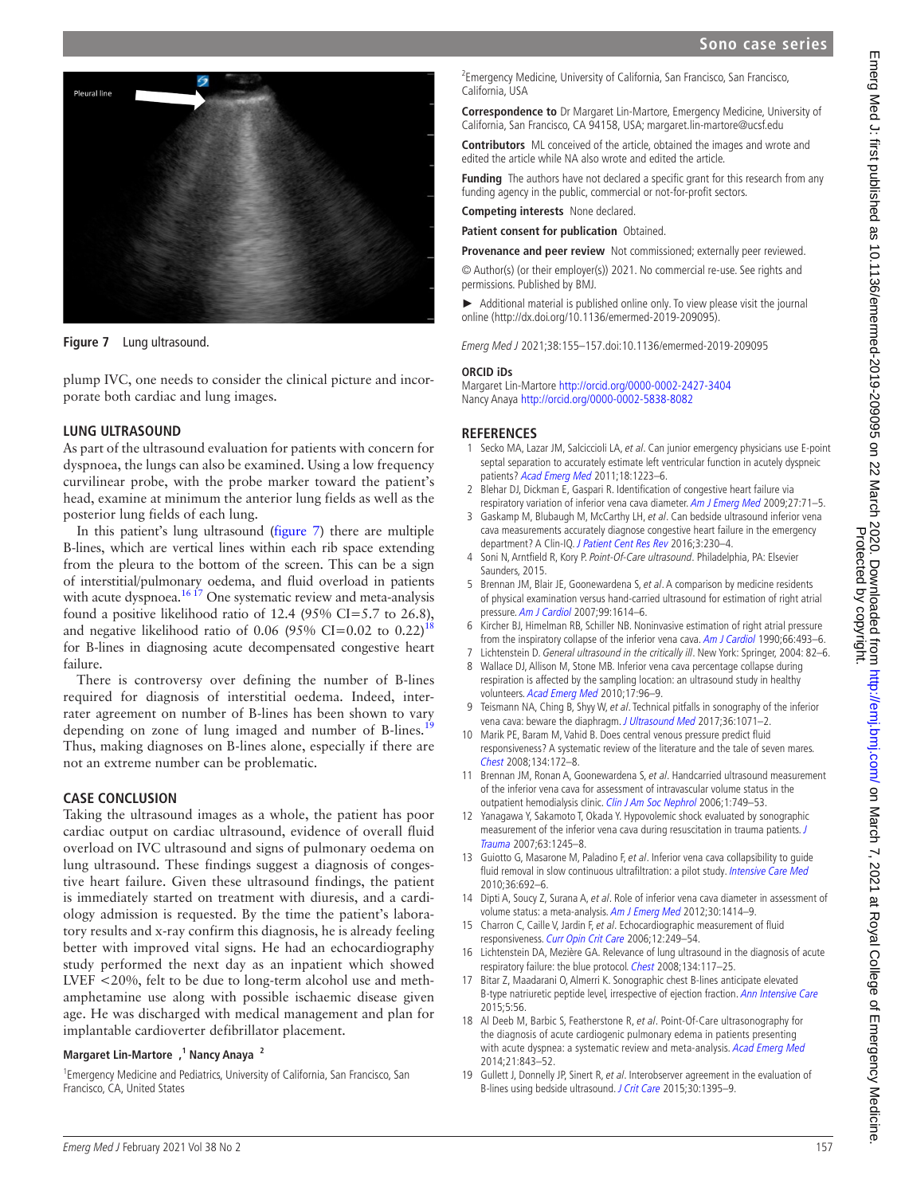Pleural line

**Figure 7** Lung ultrasound.

plump IVC, one needs to consider the clinical picture and incorporate both cardiac and lung images.

## LUNG ULTRASOUND

As part of the ultrasound evaluation for patients with concern for dyspnoea, the lungs can also be examined. Using a low frequency curvilinear probe, with the probe marker toward the patient's head, examine at minimum the anterior lung fields as well as the posterior lung fields of each lung.

In this patient's lung ultrasound (figure 7) there are multiple B-lines, which are vertical lines within each rib space extending from the pleura to the bottom of the screen. This can be a sign of interstitial/pulmonary oedema, and fluid overload in patients with acute dyspnoea.[16 17] One systematic review and meta-analysis found a positive likelihood ratio of 12.4 (95% CI=5.7 to 26.8), and negative likelihood ratio of 0.06 (95% CI=0.02 to 0.22)[18] for B-lines in diagnosing acute decompensated congestive heart failure.

There is controversy over defining the number of B-lines required for diagnosis of interstitial oedema. Indeed, inter-rater agreement on number of B-lines has been shown to vary depending on zone of lung imaged and number of B-lines.[19] Thus, making diagnoses on B-lines alone, especially if there are not an extreme number can be problematic.

## CASE CONCLUSION

Taking the ultrasound images as a whole, the patient has poor cardiac output on cardiac ultrasound, evidence of overall fluid overload on IVC ultrasound and signs of pulmonary oedema on lung ultrasound. These findings suggest a diagnosis of congestive heart failure. Given these ultrasound findings, the patient is immediately started on treatment with diuresis, and a cardiology admission is requested. By the time the patient's laboratory results and x-ray confirm this diagnosis, he is already feeling better with improved vital signs. He had an echocardiography study performed the next day as an inpatient which showed LVEF <20%, felt to be due to long-term alcohol use and methamphetamine use along with possible ischaemic disease given age. He was discharged with medical management and plan for implantable cardioverter defibrillator placement.

**Margaret Lin-Martore**,[1] **Nancy Anaya**[2]

[1]Emergency Medicine and Pediatrics, University of California, San Francisco, San Francisco, CA, United States

[2]Emergency Medicine, University of California, San Francisco, San Francisco, California, USA

**Correspondence to** Dr Margaret Lin-Martore, Emergency Medicine, University of California, San Francisco, CA 94158, USA; margaret.lin-martore@ucsf.edu

**Contributors** ML conceived of the article, obtained the images and wrote and edited the article while NA also wrote and edited the article.

**Funding** The authors have not declared a specific grant for this research from any funding agency in the public, commercial or not-for-profit sectors.

**Competing interests** None declared.

**Patient consent for publication** Obtained.

**Provenance and peer review** Not commissioned; externally peer reviewed.

© Author(s) (or their employer(s)) 2021. No commercial re-use. See rights and permissions. Published by BMJ.

► Additional material is published online only. To view please visit the journal online (http://dx.doi.org/10.1136/emermed-2019-209095).

*Emerg Med J* 2021;38:155–157.doi:10.1136/emermed-2019-209095

### ORCID iDs

Margaret Lin-Martore http://orcid.org/0000-0002-2427-3404
Nancy Anaya http://orcid.org/0000-0002-5838-8082

## REFERENCES

1. Secko MA, Lazar JM, Salcicciolі LA, *et al*. Can junior emergency physicians use E-point septal separation to accurately estimate left ventricular function in acutely dyspneic patients? *Acad Emerg Med* 2011;18:1223–6.
2. Blehar DJ, Dickman E, Gaspari R. Identification of congestive heart failure via respiratory variation of inferior vena cava diameter. *Am J Emerg Med* 2009;27:71–5.
3. Gaskamp M, Blubaugh M, McCarthy LH, *et al*. Can bedside ultrasound inferior vena cava measurements accurately diagnose congestive heart failure in the emergency department? A Clin-IQ. *J Patient Cent Res Rev* 2016;3:230–4.
4. Soni N, Arntfield R, Kory P. *Point-Of-Care ultrasound*. Philadelphia, PA: Elsevier Saunders, 2015.
5. Brennan JM, Blair JE, Goonewardena S, *et al*. A comparison by medicine residents of physical examination versus hand-carried ultrasound for estimation of right atrial pressure. *Am J Cardiol* 2007;99:1614–6.
6. Kircher BJ, Himelman RB, Schiller NB. Noninvasive estimation of right atrial pressure from the inspiratory collapse of the inferior vena cava. *Am J Cardiol* 1990;66:493–6.
7. Lichtenstein D. *General ultrasound in the critically ill*. New York: Springer, 2004: 82–6.
8. Wallace DJ, Allison M, Stone MB. Inferior vena cava percentage collapse during respiration is affected by the sampling location: an ultrasound study in healthy volunteers. *Acad Emerg Med* 2010;17:96–9.
9. Teismann NA, Ching B, Shyy W, *et al*. Technical pitfalls in sonography of the inferior vena cava: beware the diaphragm. *J Ultrasound Med* 2017;36:1071–2.
10. Marik PE, Baram M, Vahid B. Does central venous pressure predict fluid responsiveness? A systematic review of the literature and the tale of seven mares. *Chest* 2008;134:172–8.
11. Brennan JM, Ronan A, Goonewardena S, *et al*. Handcarried ultrasound measurement of the inferior vena cava for assessment of intravascular volume status in the outpatient hemodialysis clinic. *Clin J Am Soc Nephrol* 2006;1:749–53.
12. Yanagawa Y, Sakamoto T, Okada Y. Hypovolemic shock evaluated by sonographic measurement of the inferior vena cava during resuscitation in trauma patients. *J Trauma* 2007;63:1245–8.
13. Guiotto G, Masarone M, Paladino F, *et al*. Inferior vena cava collapsibility to guide fluid removal in slow continuous ultrafiltration: a pilot study. *Intensive Care Med* 2010;36:692–6.
14. Dipti A, Soucy Z, Surana A, *et al*. Role of inferior vena cava diameter in assessment of volume status: a meta-analysis. *Am J Emerg Med* 2012;30:1414–9.
15. Charron C, Caille V, Jardin F, *et al*. Echocardiographic measurement of fluid responsiveness. *Curr Opin Crit Care* 2006;12:249–54.
16. Lichtenstein DA, Mezière GA. Relevance of lung ultrasound in the diagnosis of acute respiratory failure: the blue protocol. *Chest* 2008;134:117–25.
17. Bitar Z, Maadarani O, Almerri K. Sonographic chest B-lines anticipate elevated B-type natriuretic peptide level, irrespective of ejection fraction. *Ann Intensive Care* 2015;5:56.
18. Al Deeb M, Barbic S, Featherstone R, *et al*. Point-Of-Care ultrasonography for the diagnosis of acute cardiogenic pulmonary edema in patients presenting with acute dyspnea: a systematic review and meta-analysis. *Acad Emerg Med* 2014;21:843–52.
19. Gullett J, Donnelly JP, Sinert R, *et al*. Interobserver agreement in the evaluation of B-lines using bedside ultrasound. *J Crit Care* 2015;30:1395–9.